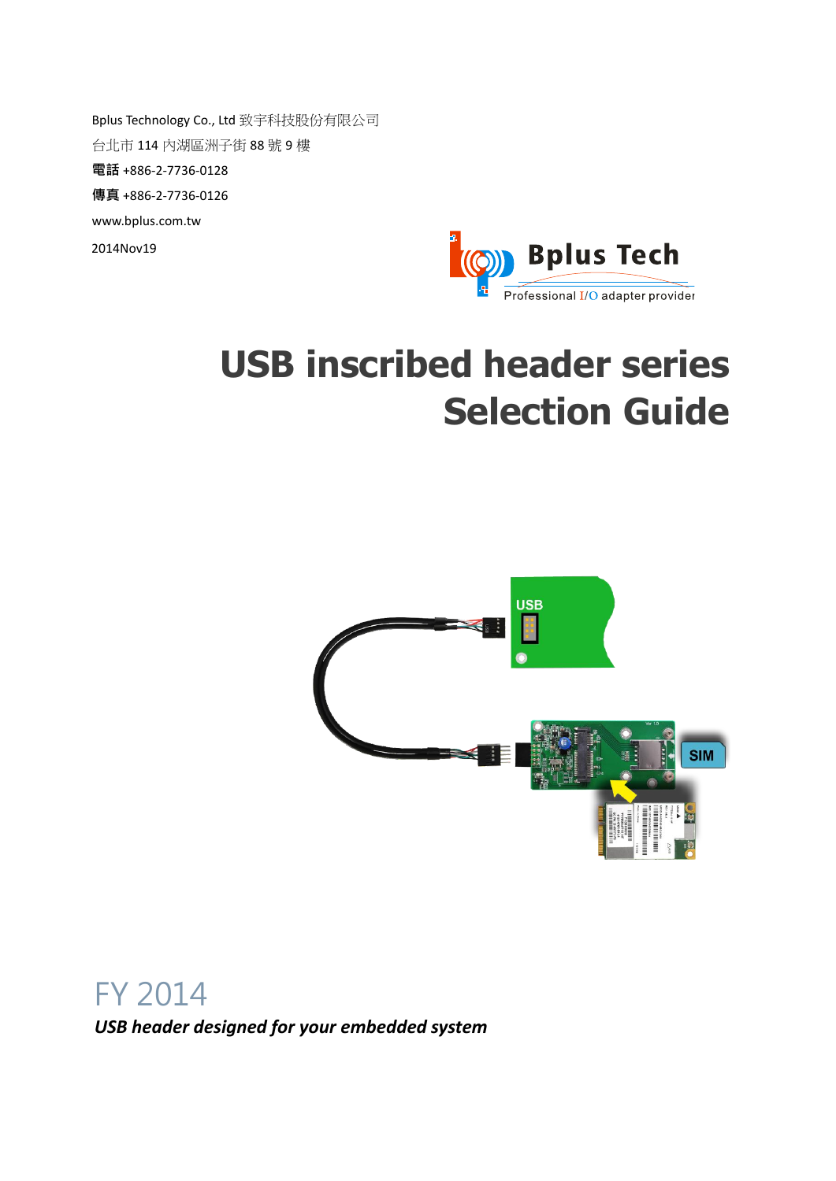Bplus Technology Co., Ltd 致宇科技股份有限公司

台北市 114 內湖區洲子街 88 號 9 樓

**電話** +886-2-7736-0128

**傳真** +886-2-7736-0126

www.bplus.com.tw

2014Nov19

Bplus Tech

Professional I/O adapter provider

# USB inscribed header series Selection Guide

FY 2014

***USB header designed for your embedded system***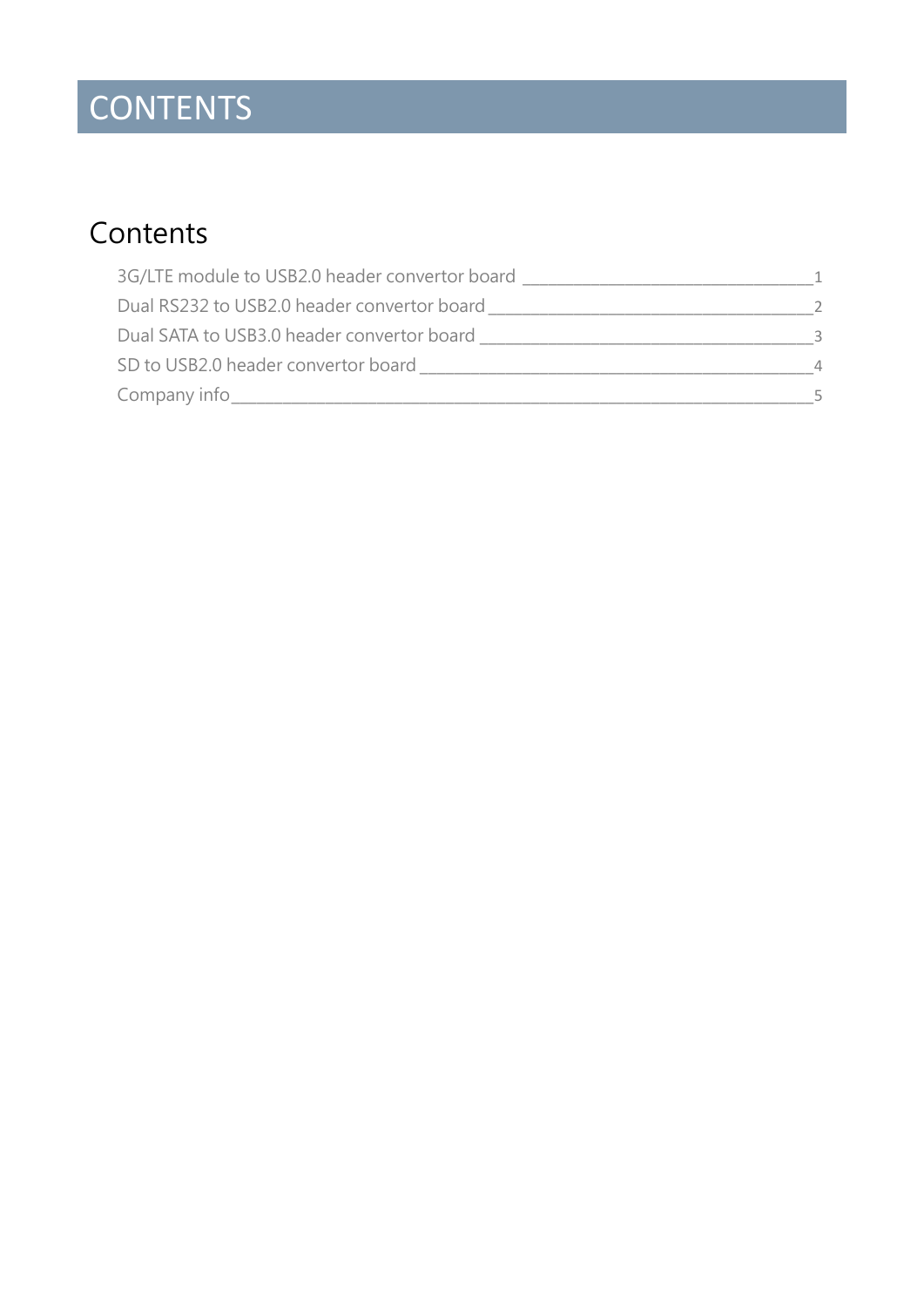# CONTENTS

## Contents

3G/LTE module to USB2.0 header convertor board ________________________________ 1

Dual RS232 to USB2.0 header convertor board ____________________________________ 2

Dual SATA to USB3.0 header convertor board _____________________________________ 3

SD to USB2.0 header convertor board __________________________________________ 4

Company info_______________________________________________________________ 5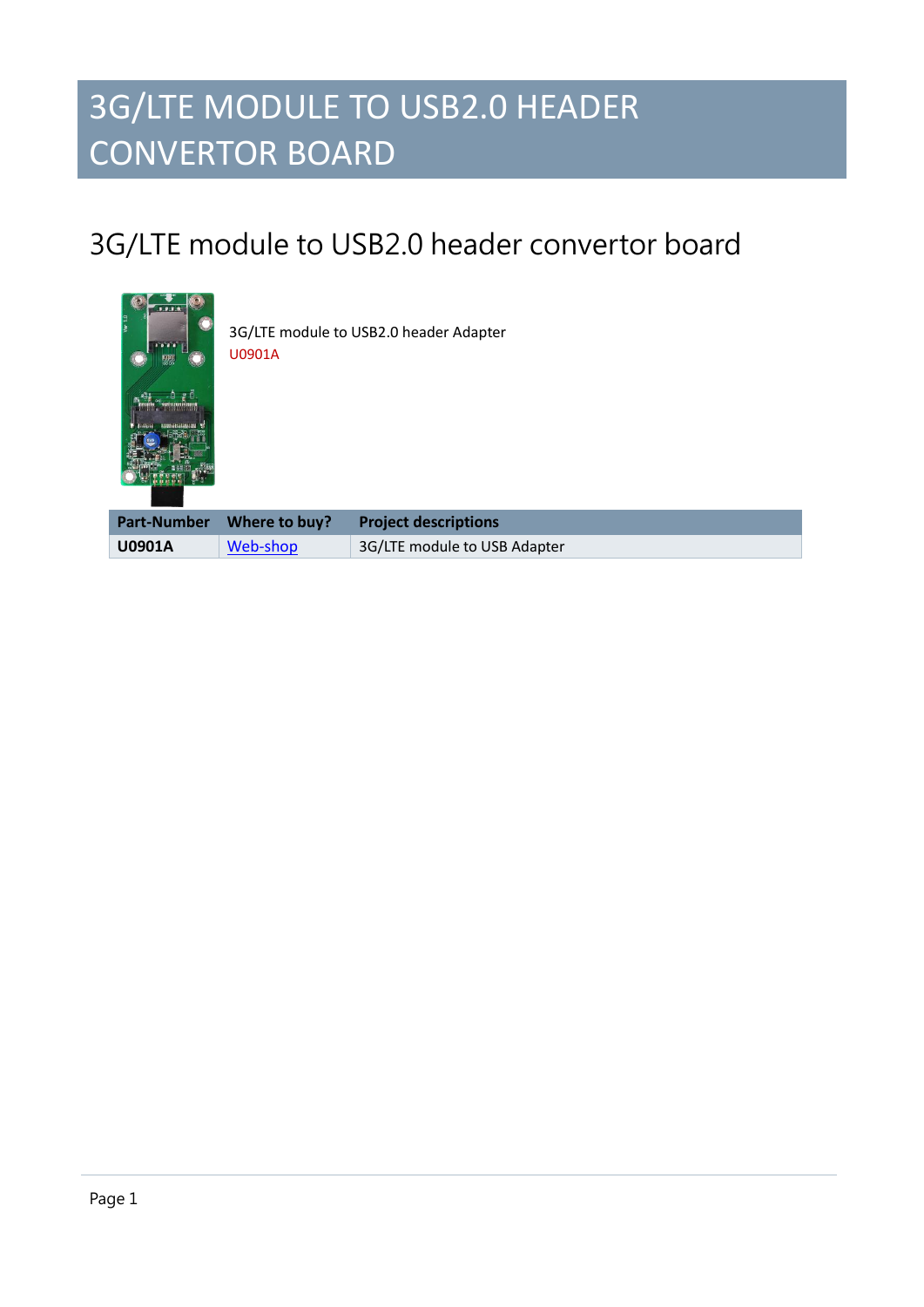# 3G/LTE MODULE TO USB2.0 HEADER CONVERTOR BOARD

## 3G/LTE module to USB2.0 header convertor board

3G/LTE module to USB2.0 header Adapter
U0901A

| Part-Number | Where to buy? | Project descriptions |
|---|---|---|
| **U0901A** | Web-shop | 3G/LTE module to USB Adapter |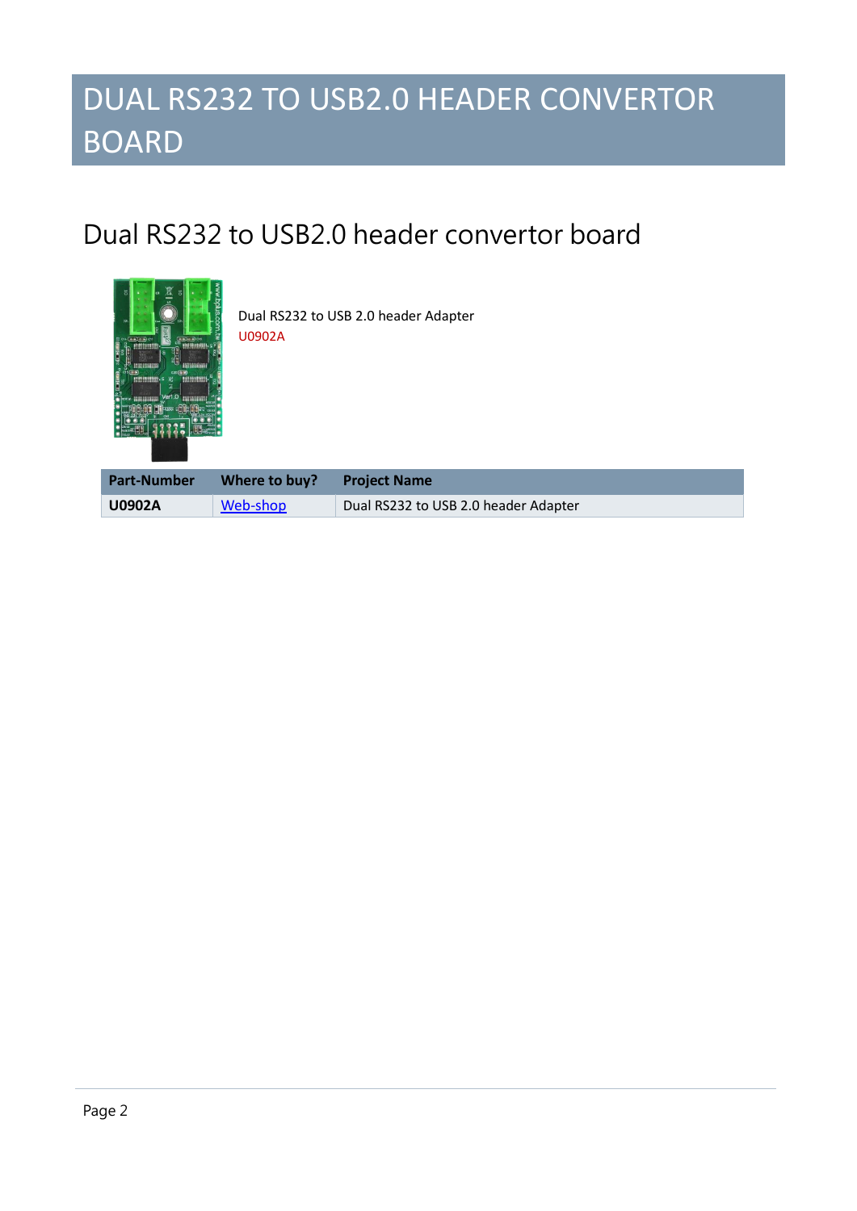# DUAL RS232 TO USB2.0 HEADER CONVERTOR BOARD

## Dual RS232 to USB2.0 header convertor board

Dual RS232 to USB 2.0 header Adapter
U0902A

| Part-Number | Where to buy? | Project Name |
|---|---|---|
| **U0902A** | Web-shop | Dual RS232 to USB 2.0 header Adapter |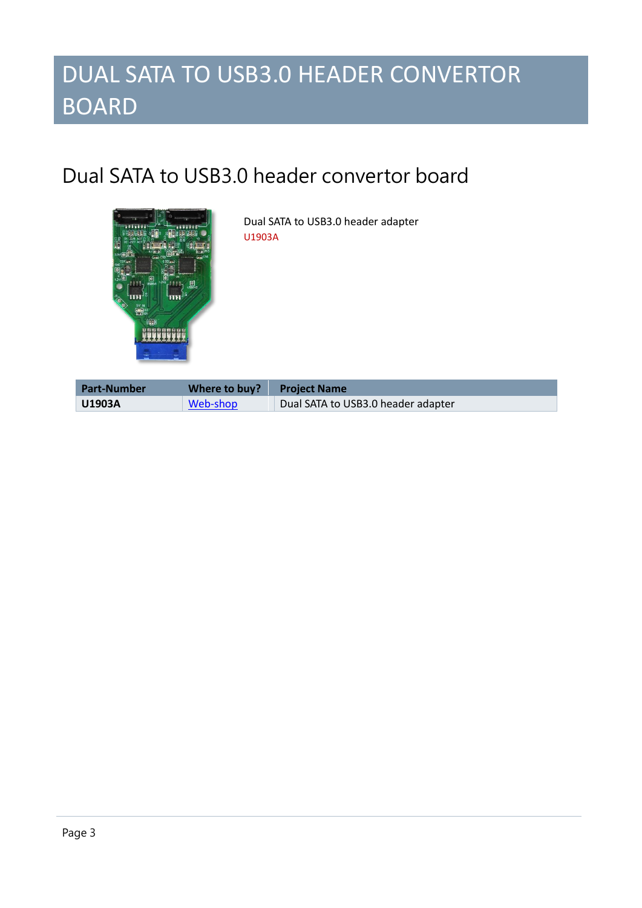# DUAL SATA TO USB3.0 HEADER CONVERTOR BOARD

## Dual SATA to USB3.0 header convertor board

Dual SATA to USB3.0 header adapter
U1903A

| Part-Number | Where to buy? | Project Name |
|---|---|---|
| **U1903A** | Web-shop | Dual SATA to USB3.0 header adapter |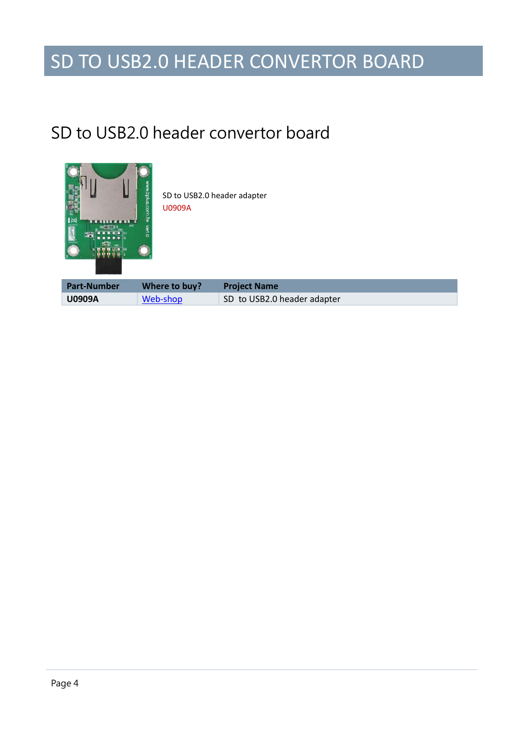# SD TO USB2.0 HEADER CONVERTOR BOARD

## SD to USB2.0 header convertor board

SD to USB2.0 header adapter
U0909A

| Part-Number | Where to buy? | Project Name |
|---|---|---|
| **U0909A** | Web-shop | SD to USB2.0 header adapter |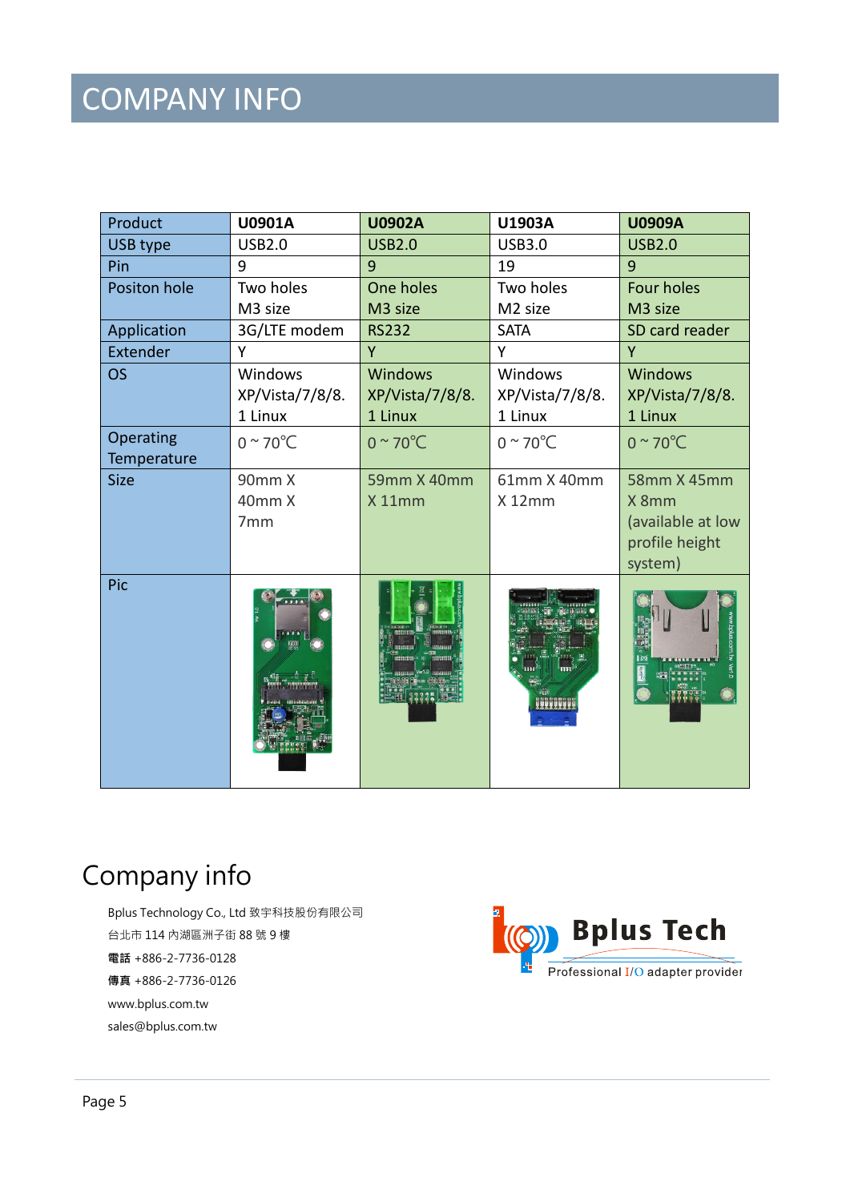# COMPANY INFO

| Product | U0901A | U0902A | U1903A | U0909A |
|---|---|---|---|---|
| USB type | USB2.0 | USB2.0 | USB3.0 | USB2.0 |
| Pin | 9 | 9 | 19 | 9 |
| Positon hole | Two holes M3 size | One holes M3 size | Two holes M2 size | Four holes M3 size |
| Application | 3G/LTE modem | RS232 | SATA | SD card reader |
| Extender | Y | Y | Y | Y |
| OS | Windows XP/Vista/7/8/8.1 Linux | Windows XP/Vista/7/8/8.1 Linux | Windows XP/Vista/7/8/8.1 Linux | Windows XP/Vista/7/8/8.1 Linux |
| Operating Temperature | 0 ~ 70℃ | 0 ~ 70℃ | 0 ~ 70℃ | 0 ~ 70℃ |
| Size | 90mm X 40mm X 7mm | 59mm X 40mm X 11mm | 61mm X 40mm X 12mm | 58mm X 45mm X 8mm (available at low profile height system) |
| Pic | | | | |

## Company info

Bplus Technology Co., Ltd 致宇科技股份有限公司

台北市 114 內湖區洲子街 88 號 9 樓

**電話** +886-2-7736-0128

**傳真** +886-2-7736-0126

www.bplus.com.tw

sales@bplus.com.tw

Bplus Tech

Professional I/O adapter provider